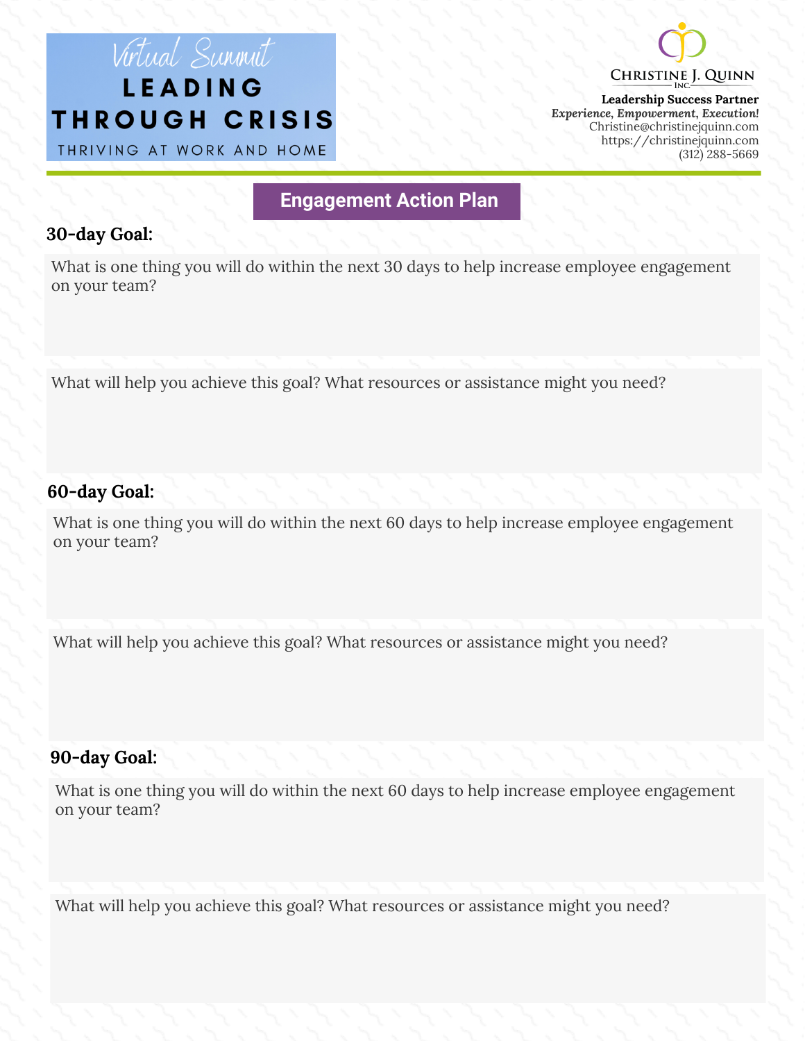Virtual Summit

# LEADING THROUGH CRISIS

THRIVING AT WORK AND HOME

CHRISTINE J. QUINN INC.

**Leadership Success Partner**
***Experience, Empowerment, Execution!***
Christine@christinejquinn.com
https://christinejquinn.com
(312) 288-5669

## Engagement Action Plan

### 30-day Goal:

What is one thing you will do within the next 30 days to help increase employee engagement on your team?

What will help you achieve this goal? What resources or assistance might you need?

### 60-day Goal:

What is one thing you will do within the next 60 days to help increase employee engagement on your team?

What will help you achieve this goal? What resources or assistance might you need?

### 90-day Goal:

What is one thing you will do within the next 60 days to help increase employee engagement on your team?

What will help you achieve this goal? What resources or assistance might you need?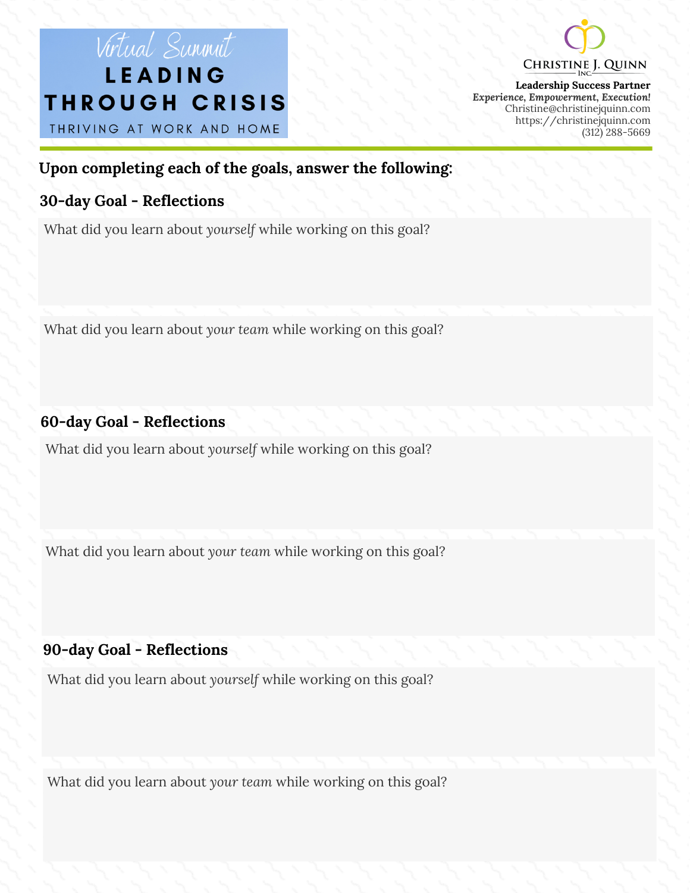Virtual Summit

**LEADING THROUGH CRISIS**

THRIVING AT WORK AND HOME

CHRISTINE J. QUINN INC.

**Leadership Success Partner**
***Experience, Empowerment, Execution!***
Christine@christinejquinn.com
https://christinejquinn.com
(312) 288-5669

**Upon completing each of the goals, answer the following:**

**30-day Goal - Reflections**

What did you learn about *yourself* while working on this goal?

What did you learn about *your team* while working on this goal?

**60-day Goal - Reflections**

What did you learn about *yourself* while working on this goal?

What did you learn about *your team* while working on this goal?

**90-day Goal - Reflections**

What did you learn about *yourself* while working on this goal?

What did you learn about *your team* while working on this goal?